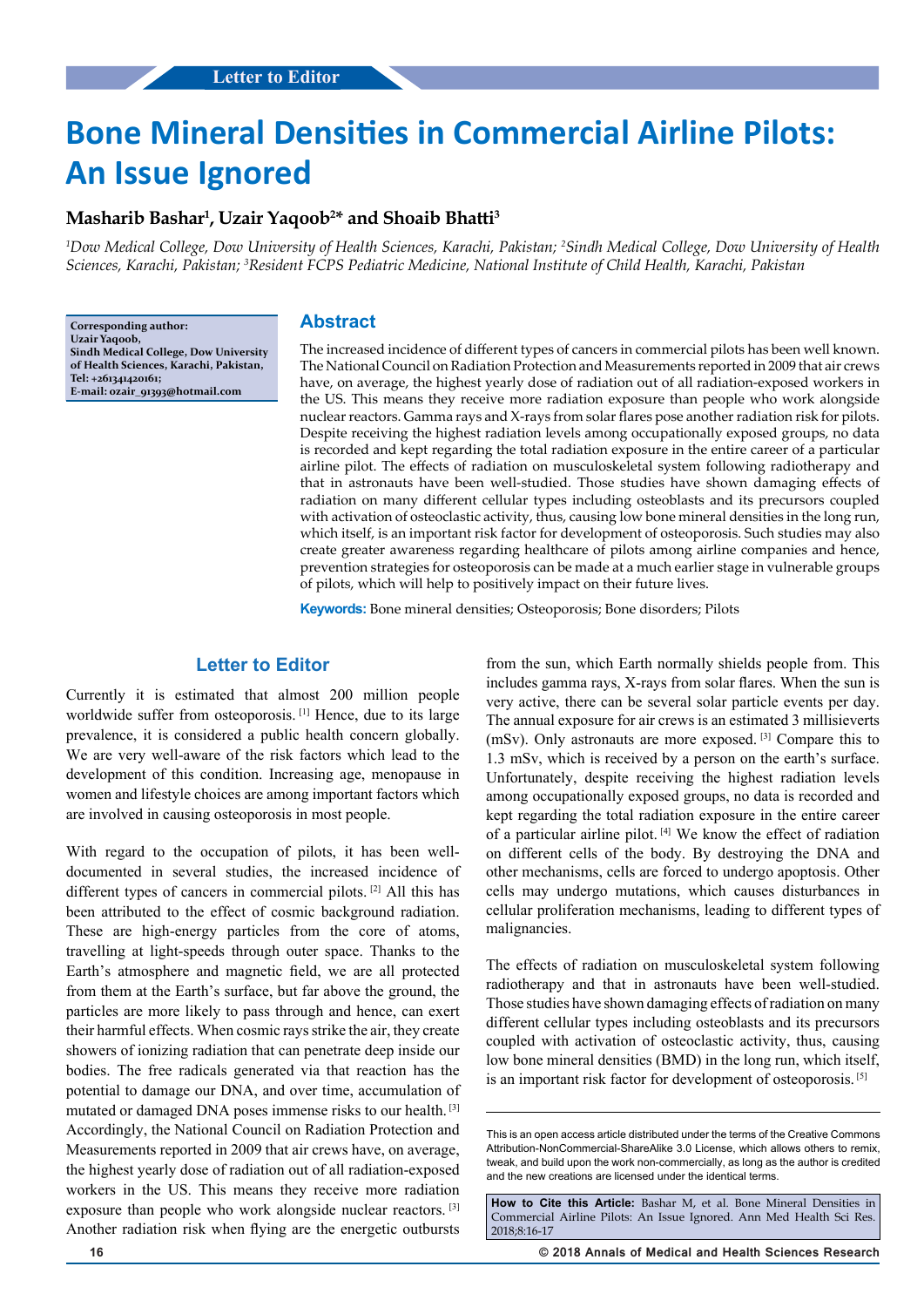Letter to Editor

# Bone Mineral Densities in Commercial Airline Pilots: An Issue Ignored

**Masharib Bashar[1], Uzair Yaqoob[2]* and Shoaib Bhatti[3]**

*[1]Dow Medical College, Dow University of Health Sciences, Karachi, Pakistan; [2]Sindh Medical College, Dow University of Health Sciences, Karachi, Pakistan; [3]Resident FCPS Pediatric Medicine, National Institute of Child Health, Karachi, Pakistan*

**Corresponding author:**
**Uzair Yaqoob,**
**Sindh Medical College, Dow University of Health Sciences, Karachi, Pakistan,**
**Tel: +261341420161;**
**E-mail: ozair_91393@hotmail.com**

## Abstract

The increased incidence of different types of cancers in commercial pilots has been well known. The National Council on Radiation Protection and Measurements reported in 2009 that air crews have, on average, the highest yearly dose of radiation out of all radiation-exposed workers in the US. This means they receive more radiation exposure than people who work alongside nuclear reactors. Gamma rays and X-rays from solar flares pose another radiation risk for pilots. Despite receiving the highest radiation levels among occupationally exposed groups, no data is recorded and kept regarding the total radiation exposure in the entire career of a particular airline pilot. The effects of radiation on musculoskeletal system following radiotherapy and that in astronauts have been well-studied. Those studies have shown damaging effects of radiation on many different cellular types including osteoblasts and its precursors coupled with activation of osteoclastic activity, thus, causing low bone mineral densities in the long run, which itself, is an important risk factor for development of osteoporosis. Such studies may also create greater awareness regarding healthcare of pilots among airline companies and hence, prevention strategies for osteoporosis can be made at a much earlier stage in vulnerable groups of pilots, which will help to positively impact on their future lives.

**Keywords:** Bone mineral densities; Osteoporosis; Bone disorders; Pilots

## Letter to Editor

Currently it is estimated that almost 200 million people worldwide suffer from osteoporosis. [1] Hence, due to its large prevalence, it is considered a public health concern globally. We are very well-aware of the risk factors which lead to the development of this condition. Increasing age, menopause in women and lifestyle choices are among important factors which are involved in causing osteoporosis in most people.

With regard to the occupation of pilots, it has been well-documented in several studies, the increased incidence of different types of cancers in commercial pilots. [2] All this has been attributed to the effect of cosmic background radiation. These are high-energy particles from the core of atoms, travelling at light-speeds through outer space. Thanks to the Earth's atmosphere and magnetic field, we are all protected from them at the Earth's surface, but far above the ground, the particles are more likely to pass through and hence, can exert their harmful effects. When cosmic rays strike the air, they create showers of ionizing radiation that can penetrate deep inside our bodies. The free radicals generated via that reaction has the potential to damage our DNA, and over time, accumulation of mutated or damaged DNA poses immense risks to our health. [3] Accordingly, the National Council on Radiation Protection and Measurements reported in 2009 that air crews have, on average, the highest yearly dose of radiation out of all radiation-exposed workers in the US. This means they receive more radiation exposure than people who work alongside nuclear reactors. [3] Another radiation risk when flying are the energetic outbursts from the sun, which Earth normally shields people from. This includes gamma rays, X-rays from solar flares. When the sun is very active, there can be several solar particle events per day. The annual exposure for air crews is an estimated 3 millisieverts (mSv). Only astronauts are more exposed. [3] Compare this to 1.3 mSv, which is received by a person on the earth's surface. Unfortunately, despite receiving the highest radiation levels among occupationally exposed groups, no data is recorded and kept regarding the total radiation exposure in the entire career of a particular airline pilot. [4] We know the effect of radiation on different cells of the body. By destroying the DNA and other mechanisms, cells are forced to undergo apoptosis. Other cells may undergo mutations, which causes disturbances in cellular proliferation mechanisms, leading to different types of malignancies.

The effects of radiation on musculoskeletal system following radiotherapy and that in astronauts have been well-studied. Those studies have shown damaging effects of radiation on many different cellular types including osteoblasts and its precursors coupled with activation of osteoclastic activity, thus, causing low bone mineral densities (BMD) in the long run, which itself, is an important risk factor for development of osteoporosis. [5]

This is an open access article distributed under the terms of the Creative Commons Attribution-NonCommercial-ShareAlike 3.0 License, which allows others to remix, tweak, and build upon the work non-commercially, as long as the author is credited and the new creations are licensed under the identical terms.

**How to Cite this Article:** Bashar M, et al. Bone Mineral Densities in Commercial Airline Pilots: An Issue Ignored. Ann Med Health Sci Res. 2018;8:16-17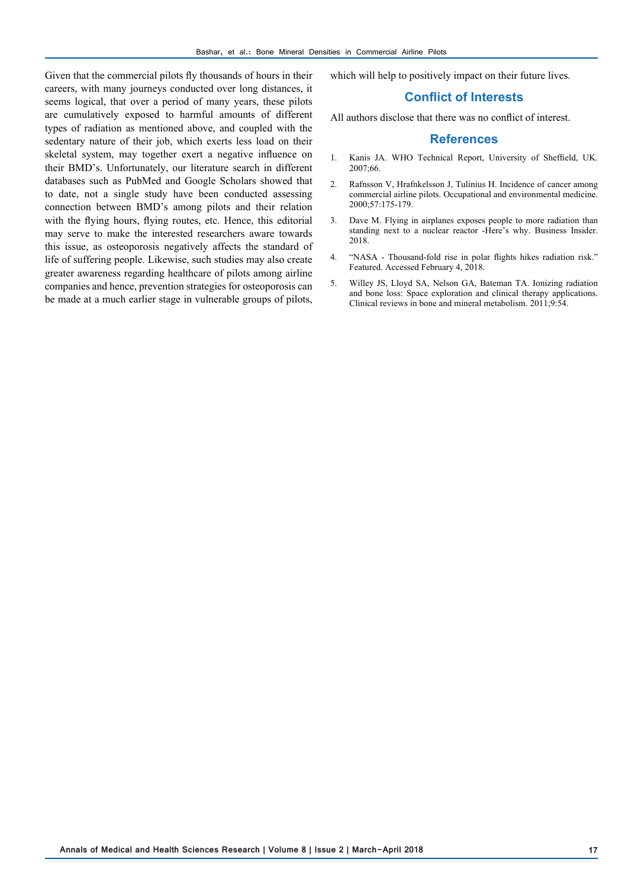Given that the commercial pilots fly thousands of hours in their careers, with many journeys conducted over long distances, it seems logical, that over a period of many years, these pilots are cumulatively exposed to harmful amounts of different types of radiation as mentioned above, and coupled with the sedentary nature of their job, which exerts less load on their skeletal system, may together exert a negative influence on their BMD's. Unfortunately, our literature search in different databases such as PubMed and Google Scholars showed that to date, not a single study have been conducted assessing connection between BMD's among pilots and their relation with the flying hours, flying routes, etc. Hence, this editorial may serve to make the interested researchers aware towards this issue, as osteoporosis negatively affects the standard of life of suffering people. Likewise, such studies may also create greater awareness regarding healthcare of pilots among airline companies and hence, prevention strategies for osteoporosis can be made at a much earlier stage in vulnerable groups of pilots, which will help to positively impact on their future lives.

## Conflict of Interests

All authors disclose that there was no conflict of interest.

## References

1. Kanis JA. WHO Technical Report, University of Sheffield, UK. 2007;66.
2. Rafnsson V, Hrafnkelsson J, Tulinius H. Incidence of cancer among commercial airline pilots. Occupational and environmental medicine. 2000;57:175-179.
3. Dave M. Flying in airplanes exposes people to more radiation than standing next to a nuclear reactor -Here's why. Business Insider. 2018.
4. "NASA - Thousand-fold rise in polar flights hikes radiation risk." Featured. Accessed February 4, 2018.
5. Willey JS, Lloyd SA, Nelson GA, Bateman TA. Ionizing radiation and bone loss: Space exploration and clinical therapy applications. Clinical reviews in bone and mineral metabolism. 2011;9:54.